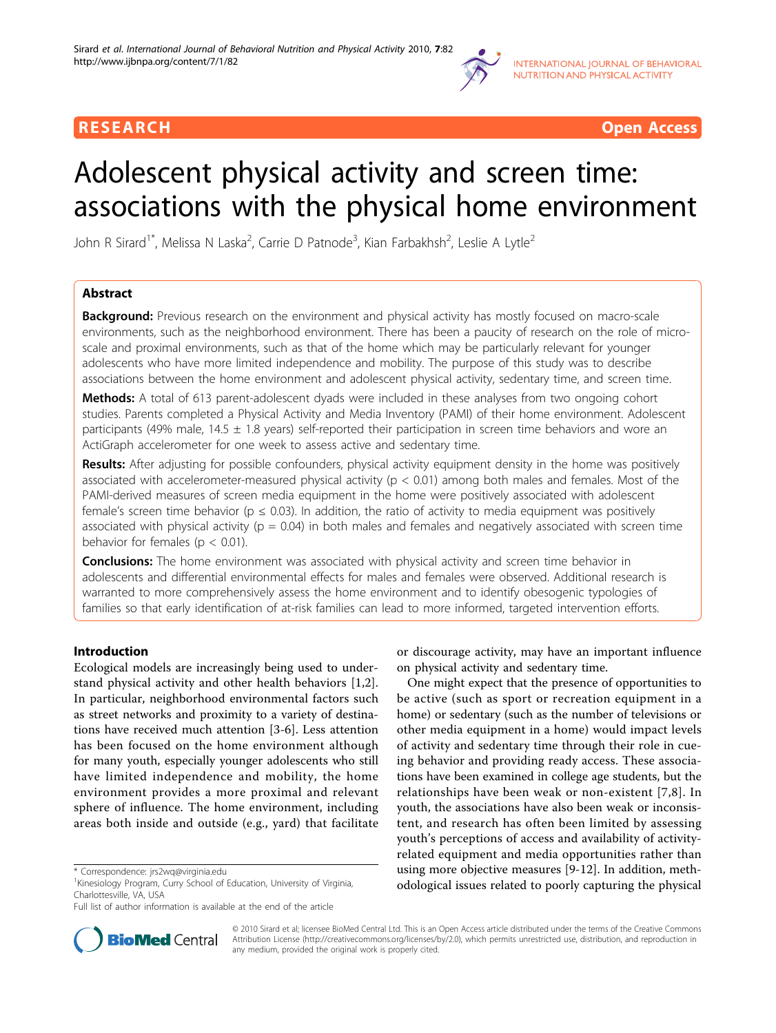**RESEARCH** **Open Access**

# Adolescent physical activity and screen time: associations with the physical home environment

John R Sirard[1*], Melissa N Laska[2], Carrie D Patnode[3], Kian Farbakhsh[2], Leslie A Lytle[2]

## Abstract

**Background:** Previous research on the environment and physical activity has mostly focused on macro-scale environments, such as the neighborhood environment. There has been a paucity of research on the role of micro-scale and proximal environments, such as that of the home which may be particularly relevant for younger adolescents who have more limited independence and mobility. The purpose of this study was to describe associations between the home environment and adolescent physical activity, sedentary time, and screen time.

**Methods:** A total of 613 parent-adolescent dyads were included in these analyses from two ongoing cohort studies. Parents completed a Physical Activity and Media Inventory (PAMI) of their home environment. Adolescent participants (49% male, 14.5 ± 1.8 years) self-reported their participation in screen time behaviors and wore an ActiGraph accelerometer for one week to assess active and sedentary time.

**Results:** After adjusting for possible confounders, physical activity equipment density in the home was positively associated with accelerometer-measured physical activity ($p < 0.01$) among both males and females. Most of the PAMI-derived measures of screen media equipment in the home were positively associated with adolescent female's screen time behavior ($p \le 0.03$). In addition, the ratio of activity to media equipment was positively associated with physical activity ($p = 0.04$) in both males and females and negatively associated with screen time behavior for females ($p < 0.01$).

**Conclusions:** The home environment was associated with physical activity and screen time behavior in adolescents and differential environmental effects for males and females were observed. Additional research is warranted to more comprehensively assess the home environment and to identify obesogenic typologies of families so that early identification of at-risk families can lead to more informed, targeted intervention efforts.

## Introduction

Ecological models are increasingly being used to understand physical activity and other health behaviors [1,2]. In particular, neighborhood environmental factors such as street networks and proximity to a variety of destinations have received much attention [3-6]. Less attention has been focused on the home environment although for many youth, especially younger adolescents who still have limited independence and mobility, the home environment provides a more proximal and relevant sphere of influence. The home environment, including areas both inside and outside (e.g., yard) that facilitate or discourage activity, may have an important influence on physical activity and sedentary time.

One might expect that the presence of opportunities to be active (such as sport or recreation equipment in a home) or sedentary (such as the number of televisions or other media equipment in a home) would impact levels of activity and sedentary time through their role in cueing behavior and providing ready access. These associations have been examined in college age students, but the relationships have been weak or non-existent [7,8]. In youth, the associations have also been weak or inconsistent, and research has often been limited by assessing youth's perceptions of access and availability of activity-related equipment and media opportunities rather than using more objective measures [9-12]. In addition, methodological issues related to poorly capturing the physical

\* Correspondence: jrs2wq@virginia.edu
[1]Kinesiology Program, Curry School of Education, University of Virginia, Charlottesville, VA, USA
Full list of author information is available at the end of the article

© 2010 Sirard et al; licensee BioMed Central Ltd. This is an Open Access article distributed under the terms of the Creative Commons Attribution License (http://creativecommons.org/licenses/by/2.0), which permits unrestricted use, distribution, and reproduction in any medium, provided the original work is properly cited.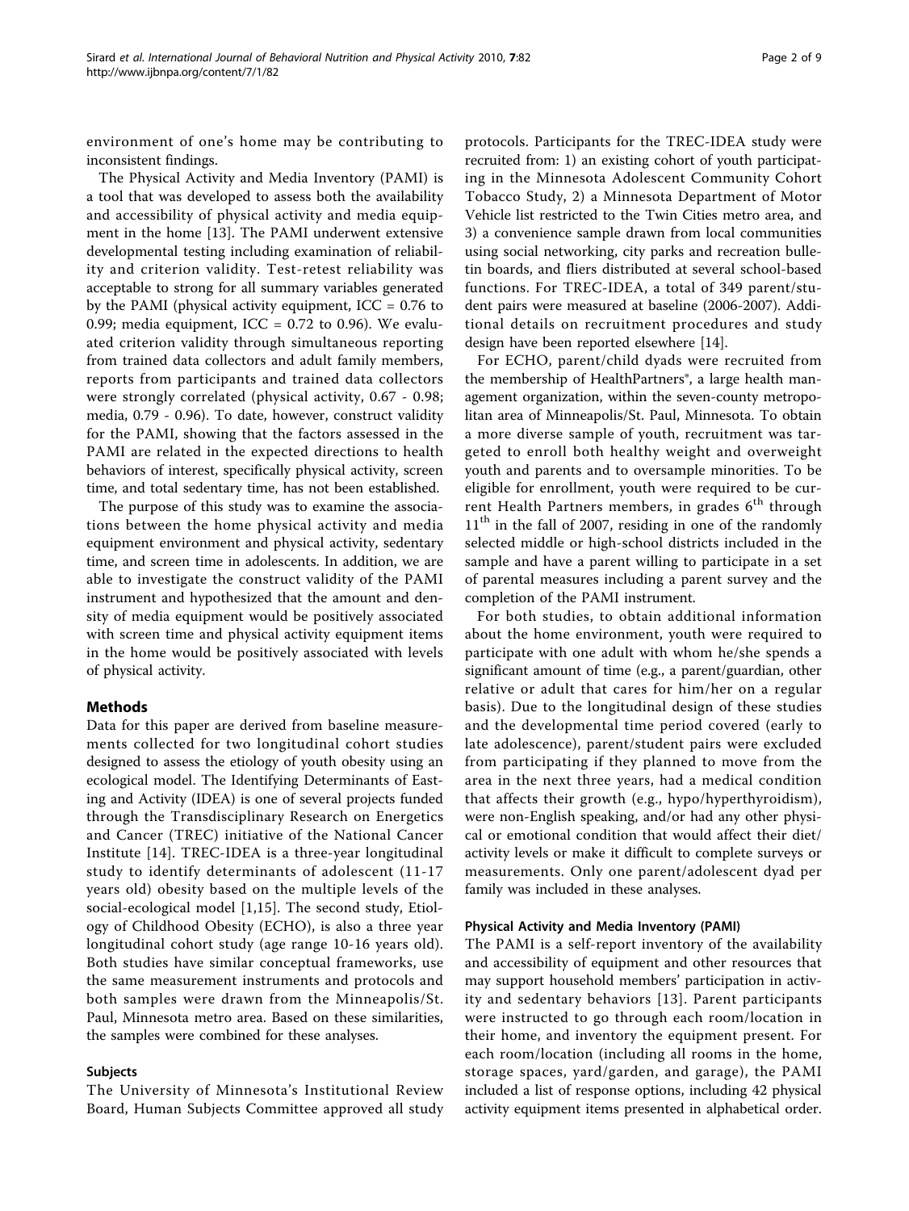environment of one's home may be contributing to inconsistent findings.

The Physical Activity and Media Inventory (PAMI) is a tool that was developed to assess both the availability and accessibility of physical activity and media equipment in the home [13]. The PAMI underwent extensive developmental testing including examination of reliability and criterion validity. Test-retest reliability was acceptable to strong for all summary variables generated by the PAMI (physical activity equipment, ICC = 0.76 to 0.99; media equipment, ICC = 0.72 to 0.96). We evaluated criterion validity through simultaneous reporting from trained data collectors and adult family members, reports from participants and trained data collectors were strongly correlated (physical activity, 0.67 - 0.98; media, 0.79 - 0.96). To date, however, construct validity for the PAMI, showing that the factors assessed in the PAMI are related in the expected directions to health behaviors of interest, specifically physical activity, screen time, and total sedentary time, has not been established.

The purpose of this study was to examine the associations between the home physical activity and media equipment environment and physical activity, sedentary time, and screen time in adolescents. In addition, we are able to investigate the construct validity of the PAMI instrument and hypothesized that the amount and density of media equipment would be positively associated with screen time and physical activity equipment items in the home would be positively associated with levels of physical activity.

## Methods

Data for this paper are derived from baseline measurements collected for two longitudinal cohort studies designed to assess the etiology of youth obesity using an ecological model. The Identifying Determinants of Easting and Activity (IDEA) is one of several projects funded through the Transdisciplinary Research on Energetics and Cancer (TREC) initiative of the National Cancer Institute [14]. TREC-IDEA is a three-year longitudinal study to identify determinants of adolescent (11-17 years old) obesity based on the multiple levels of the social-ecological model [1,15]. The second study, Etiology of Childhood Obesity (ECHO), is also a three year longitudinal cohort study (age range 10-16 years old). Both studies have similar conceptual frameworks, use the same measurement instruments and protocols and both samples were drawn from the Minneapolis/St. Paul, Minnesota metro area. Based on these similarities, the samples were combined for these analyses.

### Subjects

The University of Minnesota's Institutional Review Board, Human Subjects Committee approved all study protocols. Participants for the TREC-IDEA study were recruited from: 1) an existing cohort of youth participating in the Minnesota Adolescent Community Cohort Tobacco Study, 2) a Minnesota Department of Motor Vehicle list restricted to the Twin Cities metro area, and 3) a convenience sample drawn from local communities using social networking, city parks and recreation bulletin boards, and fliers distributed at several school-based functions. For TREC-IDEA, a total of 349 parent/student pairs were measured at baseline (2006-2007). Additional details on recruitment procedures and study design have been reported elsewhere [14].

For ECHO, parent/child dyads were recruited from the membership of HealthPartners®, a large health management organization, within the seven-county metropolitan area of Minneapolis/St. Paul, Minnesota. To obtain a more diverse sample of youth, recruitment was targeted to enroll both healthy weight and overweight youth and parents and to oversample minorities. To be eligible for enrollment, youth were required to be current Health Partners members, in grades 6th through 11th in the fall of 2007, residing in one of the randomly selected middle or high-school districts included in the sample and have a parent willing to participate in a set of parental measures including a parent survey and the completion of the PAMI instrument.

For both studies, to obtain additional information about the home environment, youth were required to participate with one adult with whom he/she spends a significant amount of time (e.g., a parent/guardian, other relative or adult that cares for him/her on a regular basis). Due to the longitudinal design of these studies and the developmental time period covered (early to late adolescence), parent/student pairs were excluded from participating if they planned to move from the area in the next three years, had a medical condition that affects their growth (e.g., hypo/hyperthyroidism), were non-English speaking, and/or had any other physical or emotional condition that would affect their diet/activity levels or make it difficult to complete surveys or measurements. Only one parent/adolescent dyad per family was included in these analyses.

### Physical Activity and Media Inventory (PAMI)

The PAMI is a self-report inventory of the availability and accessibility of equipment and other resources that may support household members' participation in activity and sedentary behaviors [13]. Parent participants were instructed to go through each room/location in their home, and inventory the equipment present. For each room/location (including all rooms in the home, storage spaces, yard/garden, and garage), the PAMI included a list of response options, including 42 physical activity equipment items presented in alphabetical order.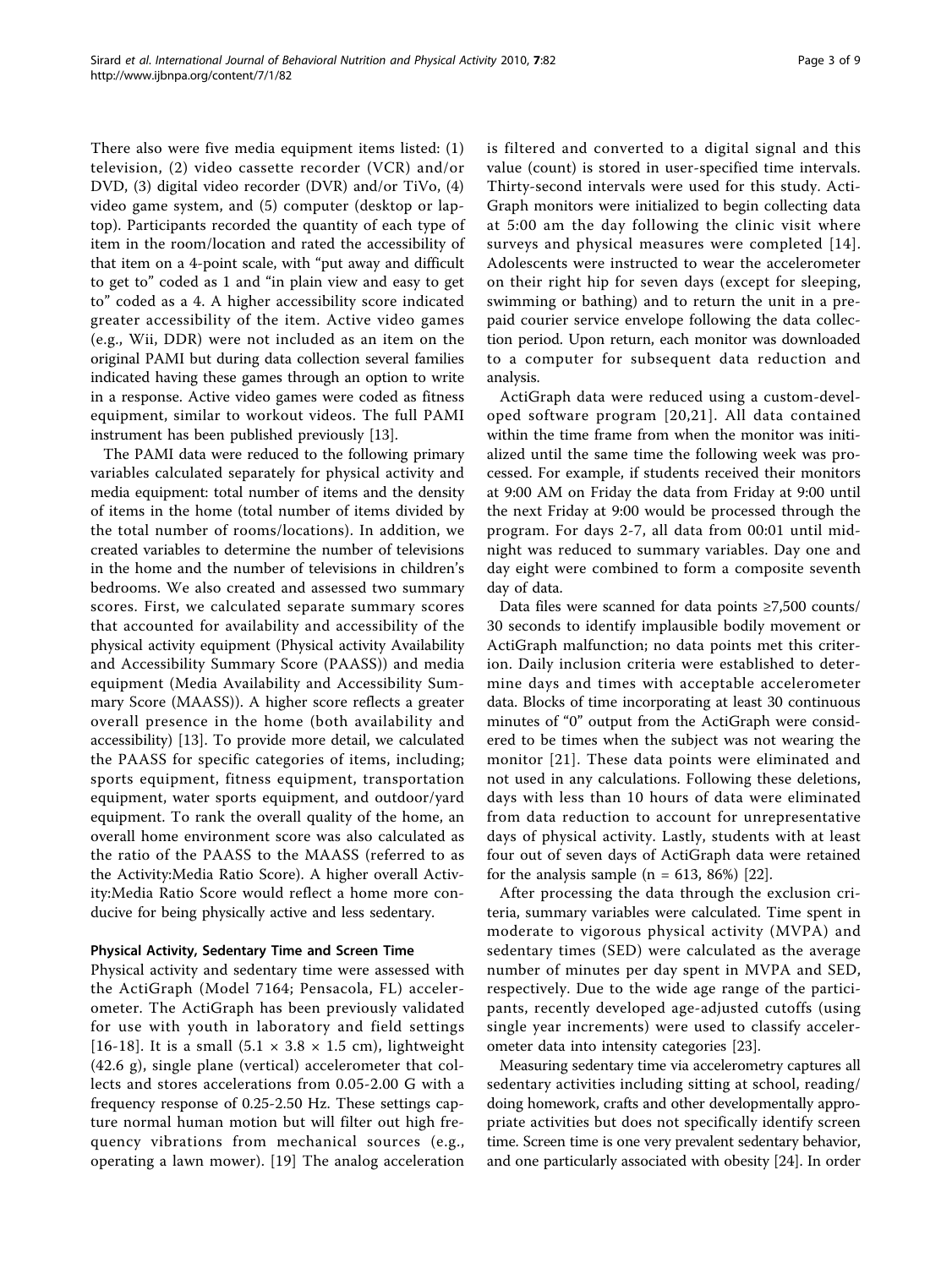There also were five media equipment items listed: (1) television, (2) video cassette recorder (VCR) and/or DVD, (3) digital video recorder (DVR) and/or TiVo, (4) video game system, and (5) computer (desktop or laptop). Participants recorded the quantity of each type of item in the room/location and rated the accessibility of that item on a 4-point scale, with "put away and difficult to get to" coded as 1 and "in plain view and easy to get to" coded as a 4. A higher accessibility score indicated greater accessibility of the item. Active video games (e.g., Wii, DDR) were not included as an item on the original PAMI but during data collection several families indicated having these games through an option to write in a response. Active video games were coded as fitness equipment, similar to workout videos. The full PAMI instrument has been published previously [13].

The PAMI data were reduced to the following primary variables calculated separately for physical activity and media equipment: total number of items and the density of items in the home (total number of items divided by the total number of rooms/locations). In addition, we created variables to determine the number of televisions in the home and the number of televisions in children's bedrooms. We also created and assessed two summary scores. First, we calculated separate summary scores that accounted for availability and accessibility of the physical activity equipment (Physical activity Availability and Accessibility Summary Score (PAASS)) and media equipment (Media Availability and Accessibility Summary Score (MAASS)). A higher score reflects a greater overall presence in the home (both availability and accessibility) [13]. To provide more detail, we calculated the PAASS for specific categories of items, including; sports equipment, fitness equipment, transportation equipment, water sports equipment, and outdoor/yard equipment. To rank the overall quality of the home, an overall home environment score was also calculated as the ratio of the PAASS to the MAASS (referred to as the Activity:Media Ratio Score). A higher overall Activity:Media Ratio Score would reflect a home more conducive for being physically active and less sedentary.

#### Physical Activity, Sedentary Time and Screen Time

Physical activity and sedentary time were assessed with the ActiGraph (Model 7164; Pensacola, FL) accelerometer. The ActiGraph has been previously validated for use with youth in laboratory and field settings [16-18]. It is a small (5.1 × 3.8 × 1.5 cm), lightweight (42.6 g), single plane (vertical) accelerometer that collects and stores accelerations from 0.05-2.00 G with a frequency response of 0.25-2.50 Hz. These settings capture normal human motion but will filter out high frequency vibrations from mechanical sources (e.g., operating a lawn mower). [19] The analog acceleration is filtered and converted to a digital signal and this value (count) is stored in user-specified time intervals. Thirty-second intervals were used for this study. ActiGraph monitors were initialized to begin collecting data at 5:00 am the day following the clinic visit where surveys and physical measures were completed [14]. Adolescents were instructed to wear the accelerometer on their right hip for seven days (except for sleeping, swimming or bathing) and to return the unit in a prepaid courier service envelope following the data collection period. Upon return, each monitor was downloaded to a computer for subsequent data reduction and analysis.

ActiGraph data were reduced using a custom-developed software program [20,21]. All data contained within the time frame from when the monitor was initialized until the same time the following week was processed. For example, if students received their monitors at 9:00 AM on Friday the data from Friday at 9:00 until the next Friday at 9:00 would be processed through the program. For days 2-7, all data from 00:01 until midnight was reduced to summary variables. Day one and day eight were combined to form a composite seventh day of data.

Data files were scanned for data points ≥7,500 counts/30 seconds to identify implausible bodily movement or ActiGraph malfunction; no data points met this criterion. Daily inclusion criteria were established to determine days and times with acceptable accelerometer data. Blocks of time incorporating at least 30 continuous minutes of "0" output from the ActiGraph were considered to be times when the subject was not wearing the monitor [21]. These data points were eliminated and not used in any calculations. Following these deletions, days with less than 10 hours of data were eliminated from data reduction to account for unrepresentative days of physical activity. Lastly, students with at least four out of seven days of ActiGraph data were retained for the analysis sample (n = 613, 86%) [22].

After processing the data through the exclusion criteria, summary variables were calculated. Time spent in moderate to vigorous physical activity (MVPA) and sedentary times (SED) were calculated as the average number of minutes per day spent in MVPA and SED, respectively. Due to the wide age range of the participants, recently developed age-adjusted cutoffs (using single year increments) were used to classify accelerometer data into intensity categories [23].

Measuring sedentary time via accelerometry captures all sedentary activities including sitting at school, reading/doing homework, crafts and other developmentally appropriate activities but does not specifically identify screen time. Screen time is one very prevalent sedentary behavior, and one particularly associated with obesity [24]. In order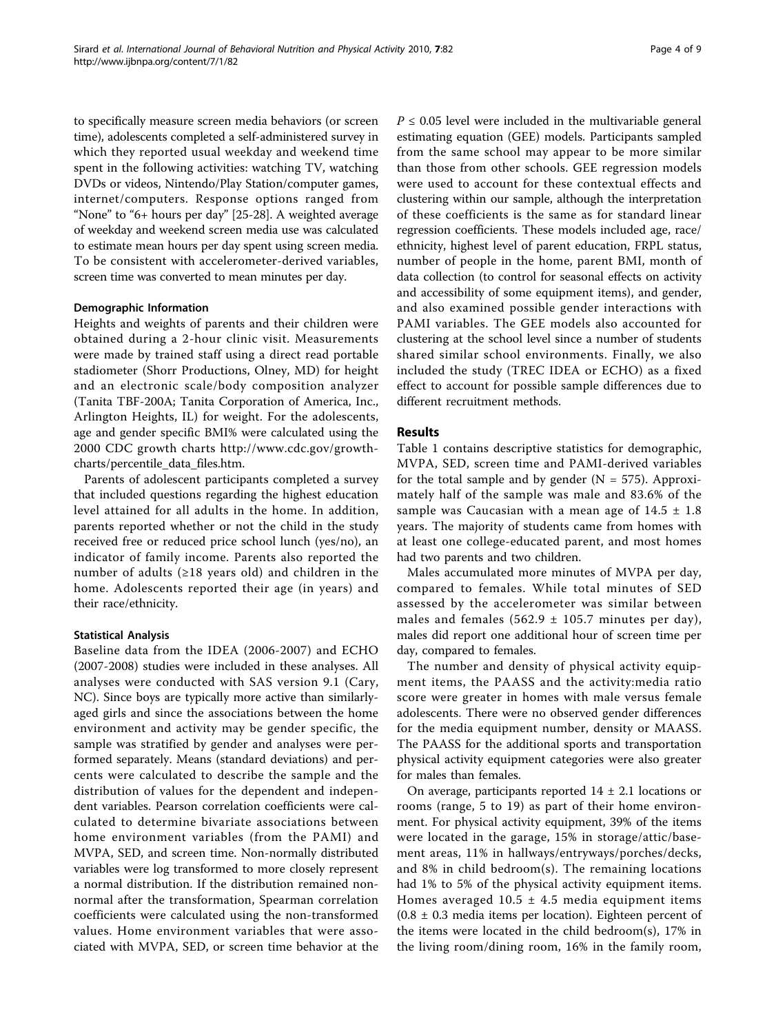to specifically measure screen media behaviors (or screen time), adolescents completed a self-administered survey in which they reported usual weekday and weekend time spent in the following activities: watching TV, watching DVDs or videos, Nintendo/Play Station/computer games, internet/computers. Response options ranged from "None" to "6+ hours per day" [25-28]. A weighted average of weekday and weekend screen media use was calculated to estimate mean hours per day spent using screen media. To be consistent with accelerometer-derived variables, screen time was converted to mean minutes per day.

#### Demographic Information

Heights and weights of parents and their children were obtained during a 2-hour clinic visit. Measurements were made by trained staff using a direct read portable stadiometer (Shorr Productions, Olney, MD) for height and an electronic scale/body composition analyzer (Tanita TBF-200A; Tanita Corporation of America, Inc., Arlington Heights, IL) for weight. For the adolescents, age and gender specific BMI% were calculated using the 2000 CDC growth charts http://www.cdc.gov/growthcharts/percentile_data_files.htm.

Parents of adolescent participants completed a survey that included questions regarding the highest education level attained for all adults in the home. In addition, parents reported whether or not the child in the study received free or reduced price school lunch (yes/no), an indicator of family income. Parents also reported the number of adults (≥18 years old) and children in the home. Adolescents reported their age (in years) and their race/ethnicity.

#### Statistical Analysis

Baseline data from the IDEA (2006-2007) and ECHO (2007-2008) studies were included in these analyses. All analyses were conducted with SAS version 9.1 (Cary, NC). Since boys are typically more active than similarly-aged girls and since the associations between the home environment and activity may be gender specific, the sample was stratified by gender and analyses were performed separately. Means (standard deviations) and percents were calculated to describe the sample and the distribution of values for the dependent and independent variables. Pearson correlation coefficients were calculated to determine bivariate associations between home environment variables (from the PAMI) and MVPA, SED, and screen time. Non-normally distributed variables were log transformed to more closely represent a normal distribution. If the distribution remained non-normal after the transformation, Spearman correlation coefficients were calculated using the non-transformed values. Home environment variables that were associated with MVPA, SED, or screen time behavior at the $P \leq 0.05$ level were included in the multivariable general estimating equation (GEE) models. Participants sampled from the same school may appear to be more similar than those from other schools. GEE regression models were used to account for these contextual effects and clustering within our sample, although the interpretation of these coefficients is the same as for standard linear regression coefficients. These models included age, race/ethnicity, highest level of parent education, FRPL status, number of people in the home, parent BMI, month of data collection (to control for seasonal effects on activity and accessibility of some equipment items), and gender, and also examined possible gender interactions with PAMI variables. The GEE models also accounted for clustering at the school level since a number of students shared similar school environments. Finally, we also included the study (TREC IDEA or ECHO) as a fixed effect to account for possible sample differences due to different recruitment methods.

## Results

Table 1 contains descriptive statistics for demographic, MVPA, SED, screen time and PAMI-derived variables for the total sample and by gender (N = 575). Approximately half of the sample was male and 83.6% of the sample was Caucasian with a mean age of 14.5 ± 1.8 years. The majority of students came from homes with at least one college-educated parent, and most homes had two parents and two children.

Males accumulated more minutes of MVPA per day, compared to females. While total minutes of SED assessed by the accelerometer was similar between males and females (562.9 ± 105.7 minutes per day), males did report one additional hour of screen time per day, compared to females.

The number and density of physical activity equipment items, the PAASS and the activity:media ratio score were greater in homes with male versus female adolescents. There were no observed gender differences for the media equipment number, density or MAASS. The PAASS for the additional sports and transportation physical activity equipment categories were also greater for males than females.

On average, participants reported 14 ± 2.1 locations or rooms (range, 5 to 19) as part of their home environment. For physical activity equipment, 39% of the items were located in the garage, 15% in storage/attic/basement areas, 11% in hallways/entryways/porches/decks, and 8% in child bedroom(s). The remaining locations had 1% to 5% of the physical activity equipment items. Homes averaged 10.5 ± 4.5 media equipment items (0.8 ± 0.3 media items per location). Eighteen percent of the items were located in the child bedroom(s), 17% in the living room/dining room, 16% in the family room,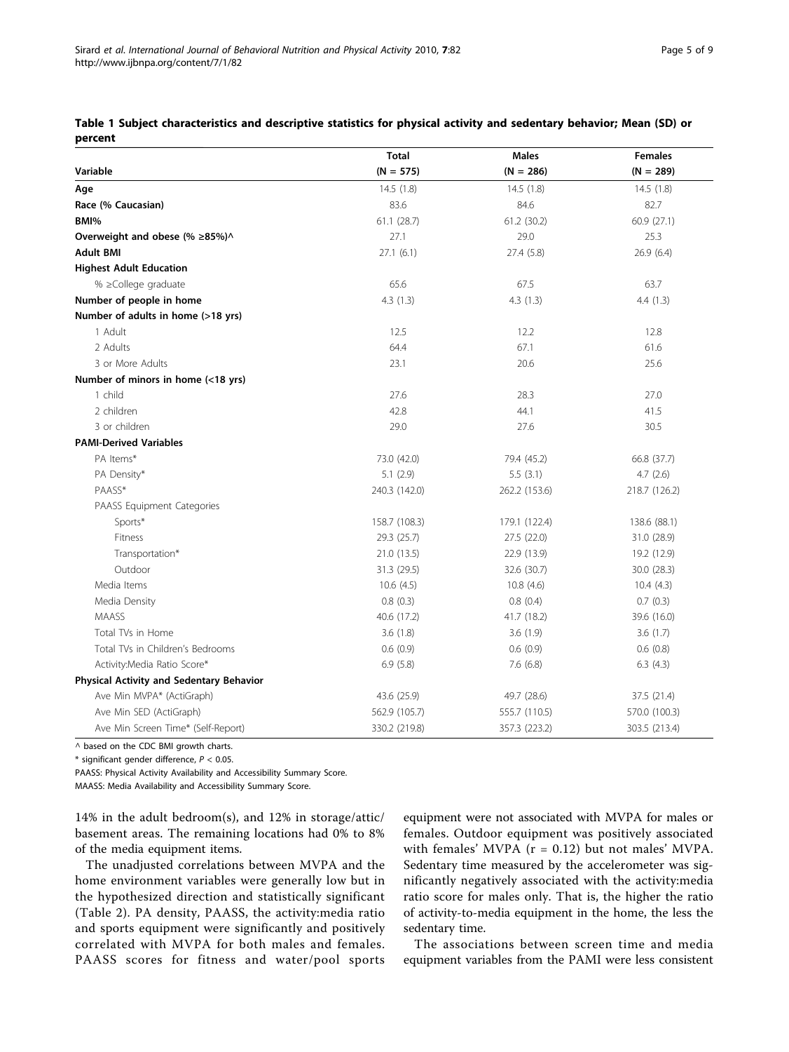**Table 1 Subject characteristics and descriptive statistics for physical activity and sedentary behavior; Mean (SD) or percent**

| Variable | Total (N = 575) | Males (N = 286) | Females (N = 289) |
|---|---|---|---|
| **Age** | 14.5 (1.8) | 14.5 (1.8) | 14.5 (1.8) |
| **Race (% Caucasian)** | 83.6 | 84.6 | 82.7 |
| **BMI%** | 61.1 (28.7) | 61.2 (30.2) | 60.9 (27.1) |
| **Overweight and obese (% ≥85%)^** | 27.1 | 29.0 | 25.3 |
| **Adult BMI** | 27.1 (6.1) | 27.4 (5.8) | 26.9 (6.4) |
| **Highest Adult Education** | | | |
| % ≥College graduate | 65.6 | 67.5 | 63.7 |
| **Number of people in home** | 4.3 (1.3) | 4.3 (1.3) | 4.4 (1.3) |
| **Number of adults in home (>18 yrs)** | | | |
| 1 Adult | 12.5 | 12.2 | 12.8 |
| 2 Adults | 64.4 | 67.1 | 61.6 |
| 3 or More Adults | 23.1 | 20.6 | 25.6 |
| **Number of minors in home (<18 yrs)** | | | |
| 1 child | 27.6 | 28.3 | 27.0 |
| 2 children | 42.8 | 44.1 | 41.5 |
| 3 or children | 29.0 | 27.6 | 30.5 |
| **PAMI-Derived Variables** | | | |
| PA Items* | 73.0 (42.0) | 79.4 (45.2) | 66.8 (37.7) |
| PA Density* | 5.1 (2.9) | 5.5 (3.1) | 4.7 (2.6) |
| PAASS* | 240.3 (142.0) | 262.2 (153.6) | 218.7 (126.2) |
| PAASS Equipment Categories | | | |
| Sports* | 158.7 (108.3) | 179.1 (122.4) | 138.6 (88.1) |
| Fitness | 29.3 (25.7) | 27.5 (22.0) | 31.0 (28.9) |
| Transportation* | 21.0 (13.5) | 22.9 (13.9) | 19.2 (12.9) |
| Outdoor | 31.3 (29.5) | 32.6 (30.7) | 30.0 (28.3) |
| Media Items | 10.6 (4.5) | 10.8 (4.6) | 10.4 (4.3) |
| Media Density | 0.8 (0.3) | 0.8 (0.4) | 0.7 (0.3) |
| MAASS | 40.6 (17.2) | 41.7 (18.2) | 39.6 (16.0) |
| Total TVs in Home | 3.6 (1.8) | 3.6 (1.9) | 3.6 (1.7) |
| Total TVs in Children's Bedrooms | 0.6 (0.9) | 0.6 (0.9) | 0.6 (0.8) |
| Activity:Media Ratio Score* | 6.9 (5.8) | 7.6 (6.8) | 6.3 (4.3) |
| **Physical Activity and Sedentary Behavior** | | | |
| Ave Min MVPA* (ActiGraph) | 43.6 (25.9) | 49.7 (28.6) | 37.5 (21.4) |
| Ave Min SED (ActiGraph) | 562.9 (105.7) | 555.7 (110.5) | 570.0 (100.3) |
| Ave Min Screen Time* (Self-Report) | 330.2 (219.8) | 357.3 (223.2) | 303.5 (213.4) |

^ based on the CDC BMI growth charts.

* significant gender difference, $P < 0.05$.

PAASS: Physical Activity Availability and Accessibility Summary Score.

MAASS: Media Availability and Accessibility Summary Score.

14% in the adult bedroom(s), and 12% in storage/attic/basement areas. The remaining locations had 0% to 8% of the media equipment items.

The unadjusted correlations between MVPA and the home environment variables were generally low but in the hypothesized direction and statistically significant (Table 2). PA density, PAASS, the activity:media ratio and sports equipment were significantly and positively correlated with MVPA for both males and females. PAASS scores for fitness and water/pool sports equipment were not associated with MVPA for males or females. Outdoor equipment was positively associated with females' MVPA ($r = 0.12$) but not males' MVPA. Sedentary time measured by the accelerometer was significantly negatively associated with the activity:media ratio score for males only. That is, the higher the ratio of activity-to-media equipment in the home, the less the sedentary time.

The associations between screen time and media equipment variables from the PAMI were less consistent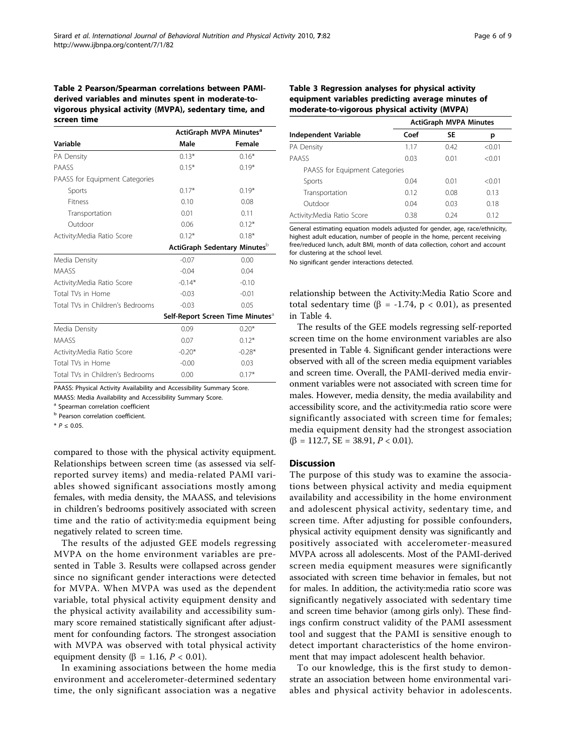**Table 2 Pearson/Spearman correlations between PAMI-derived variables and minutes spent in moderate-to-vigorous physical activity (MVPA), sedentary time, and screen time**

| Variable | ActiGraph MVPA Minutes[a] | |
|---|---|---|
| | Male | Female |
| PA Density | 0.13* | 0.16* |
| PAASS | 0.15* | 0.19* |
| PAASS for Equipment Categories | | |
| Sports | 0.17* | 0.19* |
| Fitness | 0.10 | 0.08 |
| Transportation | 0.01 | 0.11 |
| Outdoor | 0.06 | 0.12* |
| Activity:Media Ratio Score | 0.12* | 0.18* |
| | ActiGraph Sedentary Minutes[b] | |
| Media Density | -0.07 | 0.00 |
| MAASS | -0.04 | 0.04 |
| Activity:Media Ratio Score | -0.14* | -0.10 |
| Total TVs in Home | -0.03 | -0.01 |
| Total TVs in Children's Bedrooms | -0.03 | 0.05 |
| | Self-Report Screen Time Minutes[a] | |
| Media Density | 0.09 | 0.20* |
| MAASS | 0.07 | 0.12* |
| Activity:Media Ratio Score | -0.20* | -0.28* |
| Total TVs in Home | -0.00 | 0.03 |
| Total TVs in Children's Bedrooms | 0.00 | 0.17* |

PAASS: Physical Activity Availability and Accessibility Summary Score.
MAASS: Media Availability and Accessibility Summary Score.
[a] Spearman correlation coefficient
[b] Pearson correlation coefficient.
* $P \leq 0.05$.

compared to those with the physical activity equipment. Relationships between screen time (as assessed via self-reported survey items) and media-related PAMI variables showed significant associations mostly among females, with media density, the MAASS, and televisions in children's bedrooms positively associated with screen time and the ratio of activity:media equipment being negatively related to screen time.

The results of the adjusted GEE models regressing MVPA on the home environment variables are presented in Table 3. Results were collapsed across gender since no significant gender interactions were detected for MVPA. When MVPA was used as the dependent variable, total physical activity equipment density and the physical activity availability and accessibility summary score remained statistically significant after adjustment for confounding factors. The strongest association with MVPA was observed with total physical activity equipment density ($\beta = 1.16$, $P < 0.01$).

In examining associations between the home media environment and accelerometer-determined sedentary time, the only significant association was a negative relationship between the Activity:Media Ratio Score and total sedentary time ($\beta = -1.74$, $p < 0.01$), as presented in Table 4.

**Table 3 Regression analyses for physical activity equipment variables predicting average minutes of moderate-to-vigorous physical activity (MVPA)**

| Independent Variable | ActiGraph MVPA Minutes | | |
|---|---|---|---|
| | Coef | SE | p |
| PA Density | 1.17 | 0.42 | <0.01 |
| PAASS | 0.03 | 0.01 | <0.01 |
| PAASS for Equipment Categories | | | |
| Sports | 0.04 | 0.01 | <0.01 |
| Transportation | 0.12 | 0.08 | 0.13 |
| Outdoor | 0.04 | 0.03 | 0.18 |
| Activity:Media Ratio Score | 0.38 | 0.24 | 0.12 |

General estimating equation models adjusted for gender, age, race/ethnicity, highest adult education, number of people in the home, percent receiving free/reduced lunch, adult BMI, month of data collection, cohort and account for clustering at the school level.

No significant gender interactions detected.

The results of the GEE models regressing self-reported screen time on the home environment variables are also presented in Table 4. Significant gender interactions were observed with all of the screen media equipment variables and screen time. Overall, the PAMI-derived media environment variables were not associated with screen time for males. However, media density, the media availability and accessibility score, and the activity:media ratio score were significantly associated with screen time for females; media equipment density had the strongest association ($\beta = 112.7$, SE = 38.91, $P < 0.01$).

## Discussion

The purpose of this study was to examine the associations between physical activity and media equipment availability and accessibility in the home environment and adolescent physical activity, sedentary time, and screen time. After adjusting for possible confounders, physical activity equipment density was significantly and positively associated with accelerometer-measured MVPA across all adolescents. Most of the PAMI-derived screen media equipment measures were significantly associated with screen time behavior in females, but not for males. In addition, the activity:media ratio score was significantly negatively associated with sedentary time and screen time behavior (among girls only). These findings confirm construct validity of the PAMI assessment tool and suggest that the PAMI is sensitive enough to detect important characteristics of the home environment that may impact adolescent health behavior.

To our knowledge, this is the first study to demonstrate an association between home environmental variables and physical activity behavior in adolescents.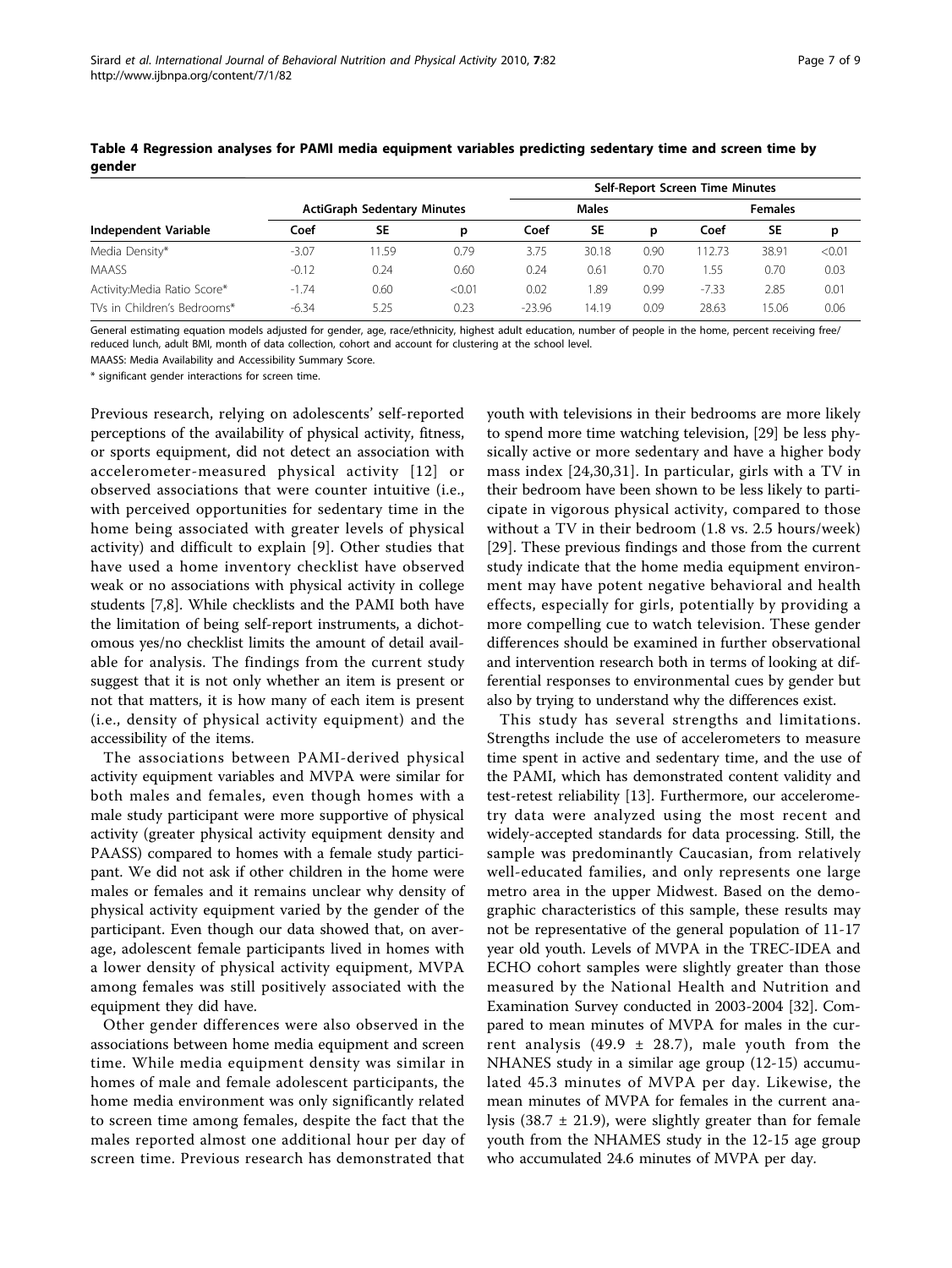**Table 4 Regression analyses for PAMI media equipment variables predicting sedentary time and screen time by gender**

| | ActiGraph Sedentary Minutes | | | Self-Report Screen Time Minutes | | | | | |
|---|---|---|---|---|---|---|---|---|---|
| | | | | Males | | | Females | | |
| Independent Variable | Coef | SE | p | Coef | SE | p | Coef | SE | p |
| Media Density* | -3.07 | 11.59 | 0.79 | 3.75 | 30.18 | 0.90 | 112.73 | 38.91 | <0.01 |
| MAASS | -0.12 | 0.24 | 0.60 | 0.24 | 0.61 | 0.70 | 1.55 | 0.70 | 0.03 |
| Activity:Media Ratio Score* | -1.74 | 0.60 | <0.01 | 0.02 | 1.89 | 0.99 | -7.33 | 2.85 | 0.01 |
| TVs in Children's Bedrooms* | -6.34 | 5.25 | 0.23 | -23.96 | 14.19 | 0.09 | 28.63 | 15.06 | 0.06 |

General estimating equation models adjusted for gender, age, race/ethnicity, highest adult education, number of people in the home, percent receiving free/reduced lunch, adult BMI, month of data collection, cohort and account for clustering at the school level.

MAASS: Media Availability and Accessibility Summary Score.

* significant gender interactions for screen time.

Previous research, relying on adolescents' self-reported perceptions of the availability of physical activity, fitness, or sports equipment, did not detect an association with accelerometer-measured physical activity [12] or observed associations that were counter intuitive (i.e., with perceived opportunities for sedentary time in the home being associated with greater levels of physical activity) and difficult to explain [9]. Other studies that have used a home inventory checklist have observed weak or no associations with physical activity in college students [7,8]. While checklists and the PAMI both have the limitation of being self-report instruments, a dichotomous yes/no checklist limits the amount of detail available for analysis. The findings from the current study suggest that it is not only whether an item is present or not that matters, it is how many of each item is present (i.e., density of physical activity equipment) and the accessibility of the items.

The associations between PAMI-derived physical activity equipment variables and MVPA were similar for both males and females, even though homes with a male study participant were more supportive of physical activity (greater physical activity equipment density and PAASS) compared to homes with a female study participant. We did not ask if other children in the home were males or females and it remains unclear why density of physical activity equipment varied by the gender of the participant. Even though our data showed that, on average, adolescent female participants lived in homes with a lower density of physical activity equipment, MVPA among females was still positively associated with the equipment they did have.

Other gender differences were also observed in the associations between home media equipment and screen time. While media equipment density was similar in homes of male and female adolescent participants, the home media environment was only significantly related to screen time among females, despite the fact that the males reported almost one additional hour per day of screen time. Previous research has demonstrated that youth with televisions in their bedrooms are more likely to spend more time watching television, [29] be less physically active or more sedentary and have a higher body mass index [24,30,31]. In particular, girls with a TV in their bedroom have been shown to be less likely to participate in vigorous physical activity, compared to those without a TV in their bedroom (1.8 vs. 2.5 hours/week) [29]. These previous findings and those from the current study indicate that the home media equipment environment may have potent negative behavioral and health effects, especially for girls, potentially by providing a more compelling cue to watch television. These gender differences should be examined in further observational and intervention research both in terms of looking at differential responses to environmental cues by gender but also by trying to understand why the differences exist.

This study has several strengths and limitations. Strengths include the use of accelerometers to measure time spent in active and sedentary time, and the use of the PAMI, which has demonstrated content validity and test-retest reliability [13]. Furthermore, our accelerometry data were analyzed using the most recent and widely-accepted standards for data processing. Still, the sample was predominantly Caucasian, from relatively well-educated families, and only represents one large metro area in the upper Midwest. Based on the demographic characteristics of this sample, these results may not be representative of the general population of 11-17 year old youth. Levels of MVPA in the TREC-IDEA and ECHO cohort samples were slightly greater than those measured by the National Health and Nutrition and Examination Survey conducted in 2003-2004 [32]. Compared to mean minutes of MVPA for males in the current analysis ($49.9 \pm 28.7$), male youth from the NHANES study in a similar age group (12-15) accumulated 45.3 minutes of MVPA per day. Likewise, the mean minutes of MVPA for females in the current analysis ($38.7 \pm 21.9$), were slightly greater than for female youth from the NHAMES study in the 12-15 age group who accumulated 24.6 minutes of MVPA per day.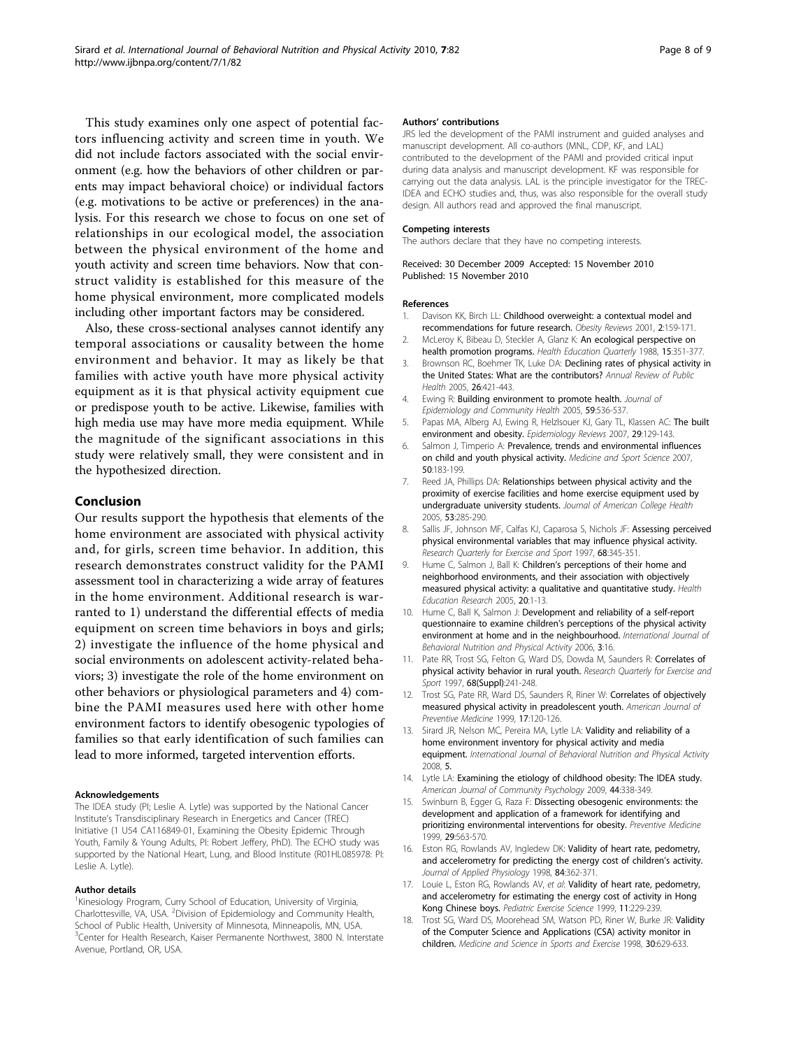This study examines only one aspect of potential factors influencing activity and screen time in youth. We did not include factors associated with the social environment (e.g. how the behaviors of other children or parents may impact behavioral choice) or individual factors (e.g. motivations to be active or preferences) in the analysis. For this research we chose to focus on one set of relationships in our ecological model, the association between the physical environment of the home and youth activity and screen time behaviors. Now that construct validity is established for this measure of the home physical environment, more complicated models including other important factors may be considered.

Also, these cross-sectional analyses cannot identify any temporal associations or causality between the home environment and behavior. It may as likely be that families with active youth have more physical activity equipment as it is that physical activity equipment cue or predispose youth to be active. Likewise, families with high media use may have more media equipment. While the magnitude of the significant associations in this study were relatively small, they were consistent and in the hypothesized direction.

## Conclusion

Our results support the hypothesis that elements of the home environment are associated with physical activity and, for girls, screen time behavior. In addition, this research demonstrates construct validity for the PAMI assessment tool in characterizing a wide array of features in the home environment. Additional research is warranted to 1) understand the differential effects of media equipment on screen time behaviors in boys and girls; 2) investigate the influence of the home physical and social environments on adolescent activity-related behaviors; 3) investigate the role of the home environment on other behaviors or physiological parameters and 4) combine the PAMI measures used here with other home environment factors to identify obesogenic typologies of families so that early identification of such families can lead to more informed, targeted intervention efforts.

#### Acknowledgements

The IDEA study (PI; Leslie A. Lytle) was supported by the National Cancer Institute's Transdisciplinary Research in Energetics and Cancer (TREC) Initiative (1 U54 CA116849-01, Examining the Obesity Epidemic Through Youth, Family & Young Adults, PI: Robert Jeffery, PhD). The ECHO study was supported by the National Heart, Lung, and Blood Institute (R01HL085978: PI: Leslie A. Lytle).

#### Author details

[1]Kinesiology Program, Curry School of Education, University of Virginia, Charlottesville, VA, USA. [2]Division of Epidemiology and Community Health, School of Public Health, University of Minnesota, Minneapolis, MN, USA. [3]Center for Health Research, Kaiser Permanente Northwest, 3800 N. Interstate Avenue, Portland, OR, USA.

#### Authors' contributions

JRS led the development of the PAMI instrument and guided analyses and manuscript development. All co-authors (MNL, CDP, KF, and LAL) contributed to the development of the PAMI and provided critical input during data analysis and manuscript development. KF was responsible for carrying out the data analysis. LAL is the principle investigator for the TREC-IDEA and ECHO studies and, thus, was also responsible for the overall study design. All authors read and approved the final manuscript.

#### Competing interests

The authors declare that they have no competing interests.

Received: 30 December 2009 Accepted: 15 November 2010
Published: 15 November 2010

#### References

1. Davison KK, Birch LL: **Childhood overweight: a contextual model and recommendations for future research.** *Obesity Reviews* 2001, **2**:159-171.
2. McLeroy K, Bibeau D, Steckler A, Glanz K: **An ecological perspective on health promotion programs.** *Health Education Quarterly* 1988, **15**:351-377.
3. Brownson RC, Boehmer TK, Luke DA: **Declining rates of physical activity in the United States: What are the contributors?** *Annual Review of Public Health* 2005, **26**:421-443.
4. Ewing R: **Building environment to promote health.** *Journal of Epidemiology and Community Health* 2005, **59**:536-537.
5. Papas MA, Alberg AJ, Ewing R, Helzlsouer KJ, Gary TL, Klassen AC: **The built environment and obesity.** *Epidemiology Reviews* 2007, **29**:129-143.
6. Salmon J, Timperio A: **Prevalence, trends and environmental influences on child and youth physical activity.** *Medicine and Sport Science* 2007, **50**:183-199.
7. Reed JA, Phillips DA: **Relationships between physical activity and the proximity of exercise facilities and home exercise equipment used by undergraduate university students.** *Journal of American College Health* 2005, **53**:285-290.
8. Sallis JF, Johnson MF, Calfas KJ, Caparosa S, Nichols JF: **Assessing perceived physical environmental variables that may influence physical activity.** *Research Quarterly for Exercise and Sport* 1997, **68**:345-351.
9. Hume C, Salmon J, Ball K: **Children's perceptions of their home and neighborhood environments, and their association with objectively measured physical activity: a qualitative and quantitative study.** *Health Education Research* 2005, **20**:1-13.
10. Hume C, Ball K, Salmon J: **Development and reliability of a self-report questionnaire to examine children's perceptions of the physical activity environment at home and in the neighbourhood.** *International Journal of Behavioral Nutrition and Physical Activity* 2006, **3**:16.
11. Pate RR, Trost SG, Felton G, Ward DS, Dowda M, Saunders R: **Correlates of physical activity behavior in rural youth.** *Research Quarterly for Exercise and Sport* 1997, **68(Suppl)**:241-248.
12. Trost SG, Pate RR, Ward DS, Saunders R, Riner W: **Correlates of objectively measured physical activity in preadolescent youth.** *American Journal of Preventive Medicine* 1999, **17**:120-126.
13. Sirard JR, Nelson MC, Pereira MA, Lytle LA: **Validity and reliability of a home environment inventory for physical activity and media equipment.** *International Journal of Behavioral Nutrition and Physical Activity* 2008, **5**.
14. Lytle LA: **Examining the etiology of childhood obesity: The IDEA study.** *American Journal of Community Psychology* 2009, **44**:338-349.
15. Swinburn B, Egger G, Raza F: **Dissecting obesogenic environments: the development and application of a framework for identifying and prioritizing environmental interventions for obesity.** *Preventive Medicine* 1999, **29**:563-570.
16. Eston RG, Rowlands AV, Ingledew DK: **Validity of heart rate, pedometry, and accelerometry for predicting the energy cost of children's activity.** *Journal of Applied Physiology* 1998, **84**:362-371.
17. Louie L, Eston RG, Rowlands AV, *et al*: **Validity of heart rate, pedometry, and accelerometry for estimating the energy cost of activity in Hong Kong Chinese boys.** *Pediatric Exercise Science* 1999, **11**:229-239.
18. Trost SG, Ward DS, Moorehead SM, Watson PD, Riner W, Burke JR: **Validity of the Computer Science and Applications (CSA) activity monitor in children.** *Medicine and Science in Sports and Exercise* 1998, **30**:629-633.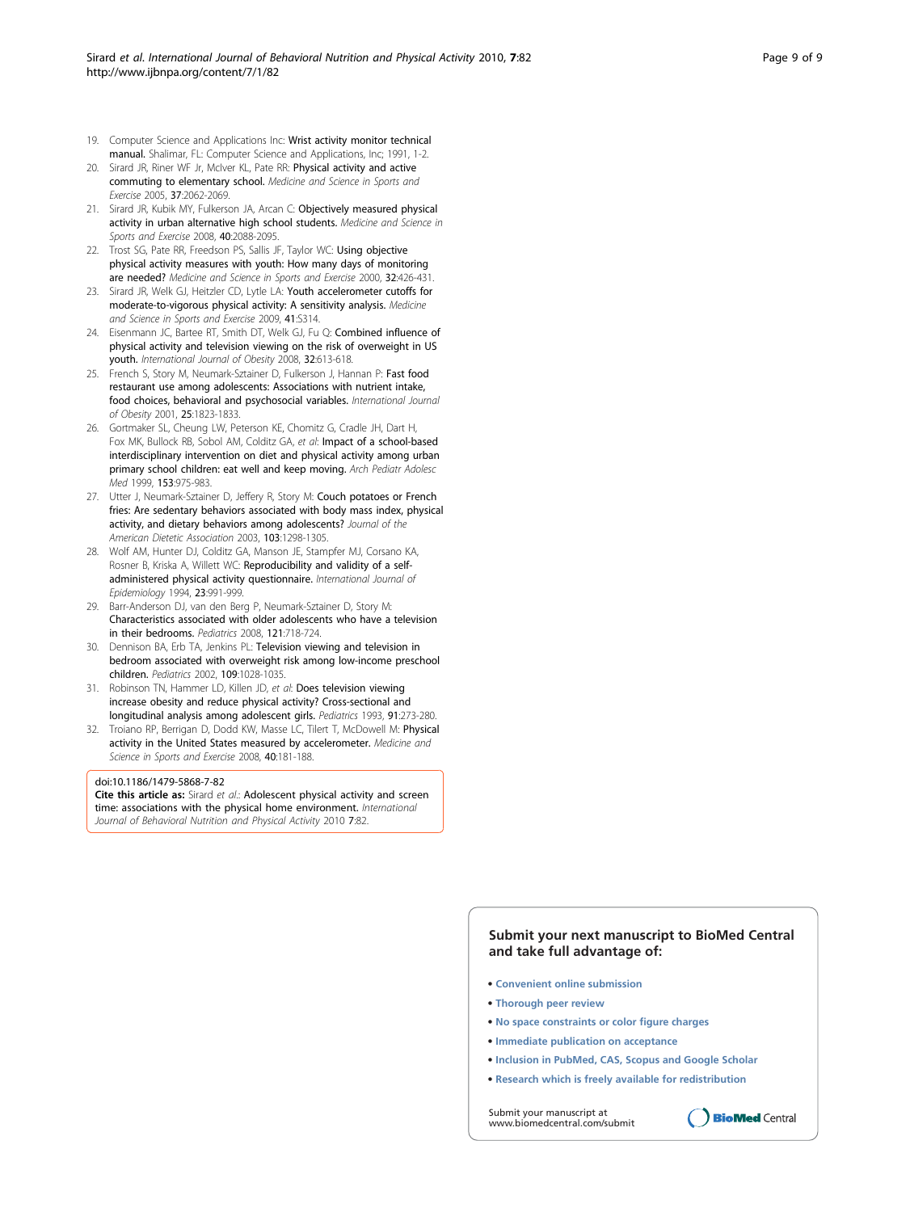19. Computer Science and Applications Inc: **Wrist activity monitor technical manual.** Shalimar, FL: Computer Science and Applications, Inc; 1991, 1-2.
20. Sirard JR, Riner WF Jr, McIver KL, Pate RR: **Physical activity and active commuting to elementary school.** *Medicine and Science in Sports and Exercise* 2005, **37**:2062-2069.
21. Sirard JR, Kubik MY, Fulkerson JA, Arcan C: **Objectively measured physical activity in urban alternative high school students.** *Medicine and Science in Sports and Exercise* 2008, **40**:2088-2095.
22. Trost SG, Pate RR, Freedson PS, Sallis JF, Taylor WC: **Using objective physical activity measures with youth: How many days of monitoring are needed?** *Medicine and Science in Sports and Exercise* 2000, **32**:426-431.
23. Sirard JR, Welk GJ, Heitzler CD, Lytle LA: **Youth accelerometer cutoffs for moderate-to-vigorous physical activity: A sensitivity analysis.** *Medicine and Science in Sports and Exercise* 2009, **41**:S314.
24. Eisenmann JC, Bartee RT, Smith DT, Welk GJ, Fu Q: **Combined influence of physical activity and television viewing on the risk of overweight in US youth.** *International Journal of Obesity* 2008, **32**:613-618.
25. French S, Story M, Neumark-Sztainer D, Fulkerson J, Hannan P: **Fast food restaurant use among adolescents: Associations with nutrient intake, food choices, behavioral and psychosocial variables.** *International Journal of Obesity* 2001, **25**:1823-1833.
26. Gortmaker SL, Cheung LW, Peterson KE, Chomitz G, Cradle JH, Dart H, Fox MK, Bullock RB, Sobol AM, Colditz GA, *et al*: **Impact of a school-based interdisciplinary intervention on diet and physical activity among urban primary school children: eat well and keep moving.** *Arch Pediatr Adolesc Med* 1999, **153**:975-983.
27. Utter J, Neumark-Sztainer D, Jeffery R, Story M: **Couch potatoes or French fries: Are sedentary behaviors associated with body mass index, physical activity, and dietary behaviors among adolescents?** *Journal of the American Dietetic Association* 2003, **103**:1298-1305.
28. Wolf AM, Hunter DJ, Colditz GA, Manson JE, Stampfer MJ, Corsano KA, Rosner B, Kriska A, Willett WC: **Reproducibility and validity of a self-administered physical activity questionnaire.** *International Journal of Epidemiology* 1994, **23**:991-999.
29. Barr-Anderson DJ, van den Berg P, Neumark-Sztainer D, Story M: **Characteristics associated with older adolescents who have a television in their bedrooms.** *Pediatrics* 2008, **121**:718-724.
30. Dennison BA, Erb TA, Jenkins PL: **Television viewing and television in bedroom associated with overweight risk among low-income preschool children.** *Pediatrics* 2002, **109**:1028-1035.
31. Robinson TN, Hammer LD, Killen JD, *et al*: **Does television viewing increase obesity and reduce physical activity? Cross-sectional and longitudinal analysis among adolescent girls.** *Pediatrics* 1993, **91**:273-280.
32. Troiano RP, Berrigan D, Dodd KW, Masse LC, Tilert T, McDowell M: **Physical activity in the United States measured by accelerometer.** *Medicine and Science in Sports and Exercise* 2008, **40**:181-188.

doi:10.1186/1479-5868-7-82

**Cite this article as:** Sirard *et al.*: Adolescent physical activity and screen time: associations with the physical home environment. *International Journal of Behavioral Nutrition and Physical Activity* 2010 **7**:82.

**Submit your next manuscript to BioMed Central and take full advantage of:**

- Convenient online submission
- Thorough peer review
- No space constraints or color figure charges
- Immediate publication on acceptance
- Inclusion in PubMed, CAS, Scopus and Google Scholar
- Research which is freely available for redistribution

Submit your manuscript at
www.biomedcentral.com/submit

BioMed Central